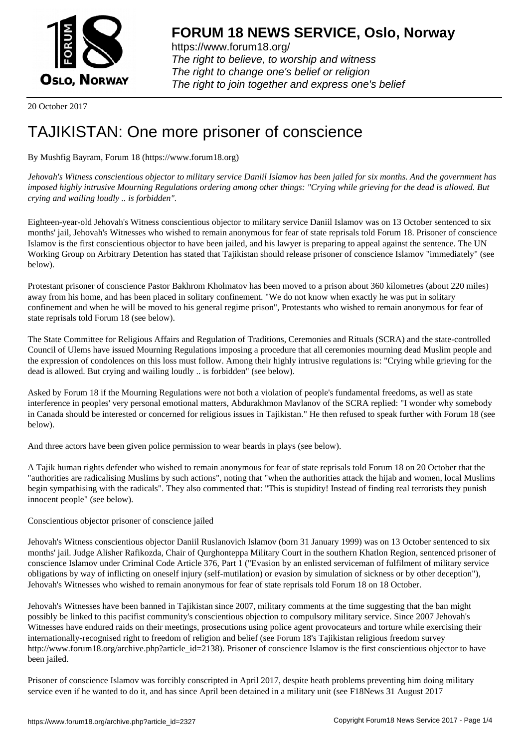**FORUM 18 NEWS SERVICE, Oslo, Norway**

https://www.forum18.org/
*The right to believe, to worship and witness*
*The right to change one's belief or religion*
*The right to join together and express one's belief*

20 October 2017

# TAJIKISTAN: One more prisoner of conscience

By Mushfig Bayram, Forum 18 (https://www.forum18.org)

*Jehovah's Witness conscientious objector to military service Daniil Islamov has been jailed for six months. And the government has imposed highly intrusive Mourning Regulations ordering among other things: "Crying while grieving for the dead is allowed. But crying and wailing loudly .. is forbidden".*

Eighteen-year-old Jehovah's Witness conscientious objector to military service Daniil Islamov was on 13 October sentenced to six months' jail, Jehovah's Witnesses who wished to remain anonymous for fear of state reprisals told Forum 18. Prisoner of conscience Islamov is the first conscientious objector to have been jailed, and his lawyer is preparing to appeal against the sentence. The UN Working Group on Arbitrary Detention has stated that Tajikistan should release prisoner of conscience Islamov "immediately" (see below).

Protestant prisoner of conscience Pastor Bakhrom Kholmatov has been moved to a prison about 360 kilometres (about 220 miles) away from his home, and has been placed in solitary confinement. "We do not know when exactly he was put in solitary confinement and when he will be moved to his general regime prison", Protestants who wished to remain anonymous for fear of state reprisals told Forum 18 (see below).

The State Committee for Religious Affairs and Regulation of Traditions, Ceremonies and Rituals (SCRA) and the state-controlled Council of Ulems have issued Mourning Regulations imposing a procedure that all ceremonies mourning dead Muslim people and the expression of condolences on this loss must follow. Among their highly intrusive regulations is: "Crying while grieving for the dead is allowed. But crying and wailing loudly .. is forbidden" (see below).

Asked by Forum 18 if the Mourning Regulations were not both a violation of people's fundamental freedoms, as well as state interference in peoples' very personal emotional matters, Abdurakhmon Mavlanov of the SCRA replied: "I wonder why somebody in Canada should be interested or concerned for religious issues in Tajikistan." He then refused to speak further with Forum 18 (see below).

And three actors have been given police permission to wear beards in plays (see below).

A Tajik human rights defender who wished to remain anonymous for fear of state reprisals told Forum 18 on 20 October that the "authorities are radicalising Muslims by such actions", noting that "when the authorities attack the hijab and women, local Muslims begin sympathising with the radicals". They also commented that: "This is stupidity! Instead of finding real terrorists they punish innocent people" (see below).

Conscientious objector prisoner of conscience jailed

Jehovah's Witness conscientious objector Daniil Ruslanovich Islamov (born 31 January 1999) was on 13 October sentenced to six months' jail. Judge Alisher Rafikozda, Chair of Qurghonteppa Military Court in the southern Khatlon Region, sentenced prisoner of conscience Islamov under Criminal Code Article 376, Part 1 ("Evasion by an enlisted serviceman of fulfilment of military service obligations by way of inflicting on oneself injury (self-mutilation) or evasion by simulation of sickness or by other deception"), Jehovah's Witnesses who wished to remain anonymous for fear of state reprisals told Forum 18 on 18 October.

Jehovah's Witnesses have been banned in Tajikistan since 2007, military comments at the time suggesting that the ban might possibly be linked to this pacifist community's conscientious objection to compulsory military service. Since 2007 Jehovah's Witnesses have endured raids on their meetings, prosecutions using police agent provocateurs and torture while exercising their internationally-recognised right to freedom of religion and belief (see Forum 18's Tajikistan religious freedom survey http://www.forum18.org/archive.php?article_id=2138). Prisoner of conscience Islamov is the first conscientious objector to have been jailed.

Prisoner of conscience Islamov was forcibly conscripted in April 2017, despite heath problems preventing him doing military service even if he wanted to do it, and has since April been detained in a military unit (see F18News 31 August 2017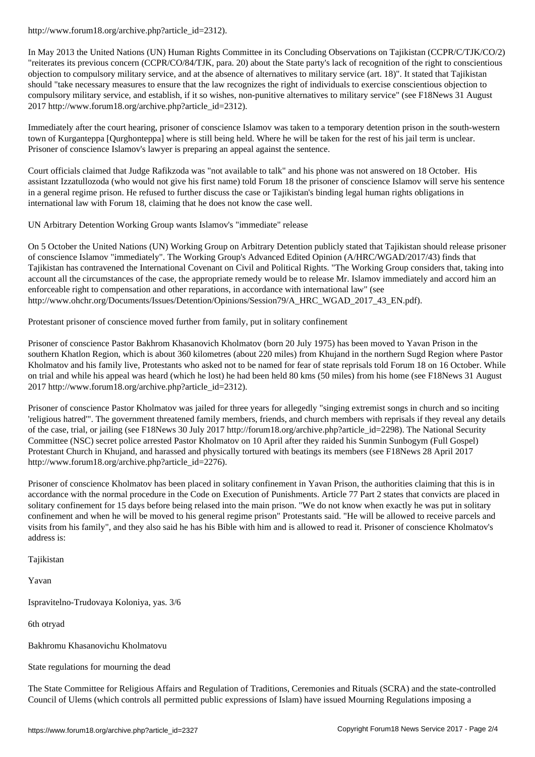http://www.forum18.org/archive.php?article_id=2312).

In May 2013 the United Nations (UN) Human Rights Committee in its Concluding Observations on Tajikistan (CCPR/C/TJK/CO/2) "reiterates its previous concern (CCPR/CO/84/TJK, para. 20) about the State party's lack of recognition of the right to conscientious objection to compulsory military service, and at the absence of alternatives to military service (art. 18)". It stated that Tajikistan should "take necessary measures to ensure that the law recognizes the right of individuals to exercise conscientious objection to compulsory military service, and establish, if it so wishes, non-punitive alternatives to military service" (see F18News 31 August 2017 http://www.forum18.org/archive.php?article_id=2312).

Immediately after the court hearing, prisoner of conscience Islamov was taken to a temporary detention prison in the south-western town of Kurganteppa [Qurghonteppa] where is still being held. Where he will be taken for the rest of his jail term is unclear. Prisoner of conscience Islamov's lawyer is preparing an appeal against the sentence.

Court officials claimed that Judge Rafikzoda was "not available to talk" and his phone was not answered on 18 October. His assistant Izzatullozoda (who would not give his first name) told Forum 18 the prisoner of conscience Islamov will serve his sentence in a general regime prison. He refused to further discuss the case or Tajikistan's binding legal human rights obligations in international law with Forum 18, claiming that he does not know the case well.

## UN Arbitrary Detention Working Group wants Islamov's "immediate" release

On 5 October the United Nations (UN) Working Group on Arbitrary Detention publicly stated that Tajikistan should release prisoner of conscience Islamov "immediately". The Working Group's Advanced Edited Opinion (A/HRC/WGAD/2017/43) finds that Tajikistan has contravened the International Covenant on Civil and Political Rights. "The Working Group considers that, taking into account all the circumstances of the case, the appropriate remedy would be to release Mr. Islamov immediately and accord him an enforceable right to compensation and other reparations, in accordance with international law" (see http://www.ohchr.org/Documents/Issues/Detention/Opinions/Session79/A_HRC_WGAD_2017_43_EN.pdf).

## Protestant prisoner of conscience moved further from family, put in solitary confinement

Prisoner of conscience Pastor Bakhrom Khasanovich Kholmatov (born 20 July 1975) has been moved to Yavan Prison in the southern Khatlon Region, which is about 360 kilometres (about 220 miles) from Khujand in the northern Sugd Region where Pastor Kholmatov and his family live, Protestants who asked not to be named for fear of state reprisals told Forum 18 on 16 October. While on trial and while his appeal was heard (which he lost) he had been held 80 kms (50 miles) from his home (see F18News 31 August 2017 http://www.forum18.org/archive.php?article_id=2312).

Prisoner of conscience Pastor Kholmatov was jailed for three years for allegedly "singing extremist songs in church and so inciting 'religious hatred'". The government threatened family members, friends, and church members with reprisals if they reveal any details of the case, trial, or jailing (see F18News 30 July 2017 http://forum18.org/archive.php?article_id=2298). The National Security Committee (NSC) secret police arrested Pastor Kholmatov on 10 April after they raided his Sunmin Sunbogym (Full Gospel) Protestant Church in Khujand, and harassed and physically tortured with beatings its members (see F18News 28 April 2017 http://www.forum18.org/archive.php?article_id=2276).

Prisoner of conscience Kholmatov has been placed in solitary confinement in Yavan Prison, the authorities claiming that this is in accordance with the normal procedure in the Code on Execution of Punishments. Article 77 Part 2 states that convicts are placed in solitary confinement for 15 days before being relased into the main prison. "We do not know when exactly he was put in solitary confinement and when he will be moved to his general regime prison" Protestants said. "He will be allowed to receive parcels and visits from his family", and they also said he has his Bible with him and is allowed to read it. Prisoner of conscience Kholmatov's address is:

Tajikistan

Yavan

Ispravitelno-Trudovaya Koloniya, yas. 3/6

6th otryad

Bakhromu Khasanovichu Kholmatovu

## State regulations for mourning the dead

The State Committee for Religious Affairs and Regulation of Traditions, Ceremonies and Rituals (SCRA) and the state-controlled Council of Ulems (which controls all permitted public expressions of Islam) have issued Mourning Regulations imposing a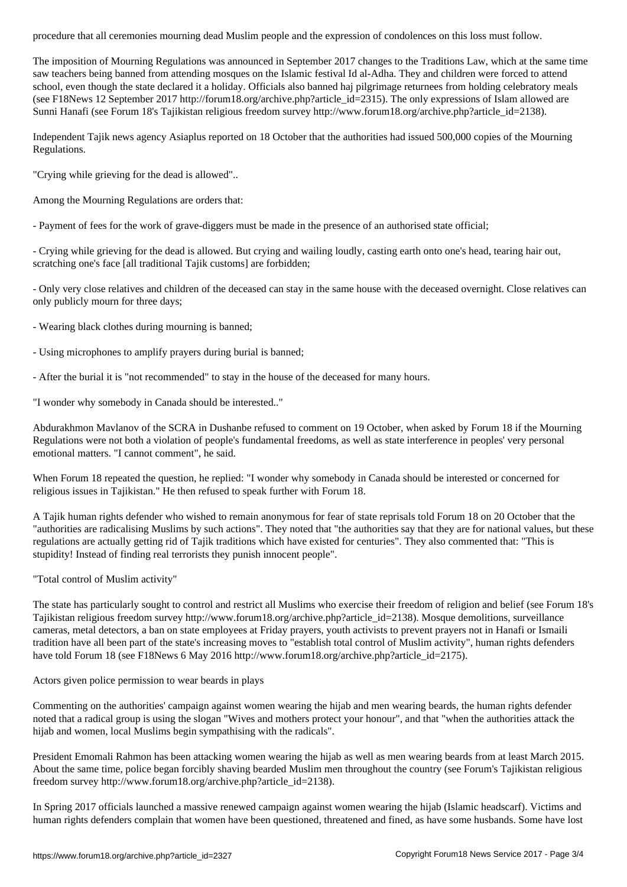procedure that all ceremonies mourning dead Muslim people and the expression of condolences on this loss must follow.

The imposition of Mourning Regulations was announced in September 2017 changes to the Traditions Law, which at the same time saw teachers being banned from attending mosques on the Islamic festival Id al-Adha. They and children were forced to attend school, even though the state declared it a holiday. Officials also banned haj pilgrimage returnees from holding celebratory meals (see F18News 12 September 2017 http://forum18.org/archive.php?article_id=2315). The only expressions of Islam allowed are Sunni Hanafi (see Forum 18's Tajikistan religious freedom survey http://www.forum18.org/archive.php?article_id=2138).

Independent Tajik news agency Asiaplus reported on 18 October that the authorities had issued 500,000 copies of the Mourning Regulations.

"Crying while grieving for the dead is allowed"..

Among the Mourning Regulations are orders that:

- Payment of fees for the work of grave-diggers must be made in the presence of an authorised state official;

- Crying while grieving for the dead is allowed. But crying and wailing loudly, casting earth onto one's head, tearing hair out, scratching one's face [all traditional Tajik customs] are forbidden;

- Only very close relatives and children of the deceased can stay in the same house with the deceased overnight. Close relatives can only publicly mourn for three days;

- Wearing black clothes during mourning is banned;

- Using microphones to amplify prayers during burial is banned;

- After the burial it is "not recommended" to stay in the house of the deceased for many hours.

"I wonder why somebody in Canada should be interested.."

Abdurakhmon Mavlanov of the SCRA in Dushanbe refused to comment on 19 October, when asked by Forum 18 if the Mourning Regulations were not both a violation of people's fundamental freedoms, as well as state interference in peoples' very personal emotional matters. "I cannot comment", he said.

When Forum 18 repeated the question, he replied: "I wonder why somebody in Canada should be interested or concerned for religious issues in Tajikistan." He then refused to speak further with Forum 18.

A Tajik human rights defender who wished to remain anonymous for fear of state reprisals told Forum 18 on 20 October that the "authorities are radicalising Muslims by such actions". They noted that "the authorities say that they are for national values, but these regulations are actually getting rid of Tajik traditions which have existed for centuries". They also commented that: "This is stupidity! Instead of finding real terrorists they punish innocent people".

"Total control of Muslim activity"

The state has particularly sought to control and restrict all Muslims who exercise their freedom of religion and belief (see Forum 18's Tajikistan religious freedom survey http://www.forum18.org/archive.php?article_id=2138). Mosque demolitions, surveillance cameras, metal detectors, a ban on state employees at Friday prayers, youth activists to prevent prayers not in Hanafi or Ismaili tradition have all been part of the state's increasing moves to "establish total control of Muslim activity", human rights defenders have told Forum 18 (see F18News 6 May 2016 http://www.forum18.org/archive.php?article_id=2175).

Actors given police permission to wear beards in plays

Commenting on the authorities' campaign against women wearing the hijab and men wearing beards, the human rights defender noted that a radical group is using the slogan "Wives and mothers protect your honour", and that "when the authorities attack the hijab and women, local Muslims begin sympathising with the radicals".

President Emomali Rahmon has been attacking women wearing the hijab as well as men wearing beards from at least March 2015. About the same time, police began forcibly shaving bearded Muslim men throughout the country (see Forum's Tajikistan religious freedom survey http://www.forum18.org/archive.php?article_id=2138).

In Spring 2017 officials launched a massive renewed campaign against women wearing the hijab (Islamic headscarf). Victims and human rights defenders complain that women have been questioned, threatened and fined, as have some husbands. Some have lost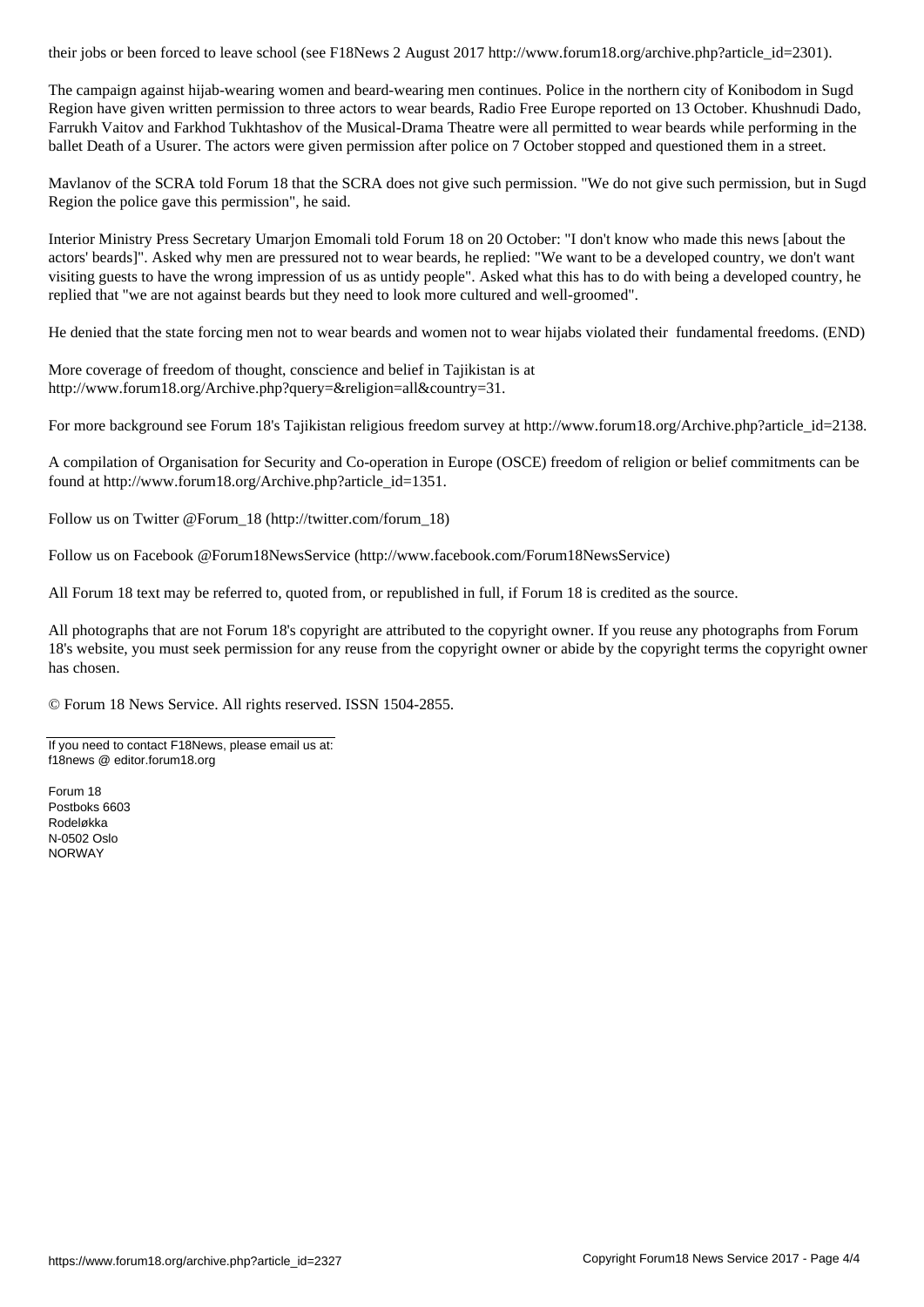their jobs or been forced to leave school (see F18News 2 August 2017 http://www.forum18.org/archive.php?article_id=2301).

The campaign against hijab-wearing women and beard-wearing men continues. Police in the northern city of Konibodom in Sugd Region have given written permission to three actors to wear beards, Radio Free Europe reported on 13 October. Khushnudi Dado, Farrukh Vaitov and Farkhod Tukhtashov of the Musical-Drama Theatre were all permitted to wear beards while performing in the ballet Death of a Usurer. The actors were given permission after police on 7 October stopped and questioned them in a street.

Mavlanov of the SCRA told Forum 18 that the SCRA does not give such permission. "We do not give such permission, but in Sugd Region the police gave this permission", he said.

Interior Ministry Press Secretary Umarjon Emomali told Forum 18 on 20 October: "I don't know who made this news [about the actors' beards]". Asked why men are pressured not to wear beards, he replied: "We want to be a developed country, we don't want visiting guests to have the wrong impression of us as untidy people". Asked what this has to do with being a developed country, he replied that "we are not against beards but they need to look more cultured and well-groomed".

He denied that the state forcing men not to wear beards and women not to wear hijabs violated their fundamental freedoms. (END)

More coverage of freedom of thought, conscience and belief in Tajikistan is at http://www.forum18.org/Archive.php?query=&religion=all&country=31.

For more background see Forum 18's Tajikistan religious freedom survey at http://www.forum18.org/Archive.php?article_id=2138.

A compilation of Organisation for Security and Co-operation in Europe (OSCE) freedom of religion or belief commitments can be found at http://www.forum18.org/Archive.php?article_id=1351.

Follow us on Twitter @Forum_18 (http://twitter.com/forum_18)

Follow us on Facebook @Forum18NewsService (http://www.facebook.com/Forum18NewsService)

All Forum 18 text may be referred to, quoted from, or republished in full, if Forum 18 is credited as the source.

All photographs that are not Forum 18's copyright are attributed to the copyright owner. If you reuse any photographs from Forum 18's website, you must seek permission for any reuse from the copyright owner or abide by the copyright terms the copyright owner has chosen.

© Forum 18 News Service. All rights reserved. ISSN 1504-2855.

---

If you need to contact F18News, please email us at:
f18news @ editor.forum18.org

Forum 18
Postboks 6603
Rodeløkka
N-0502 Oslo
NORWAY